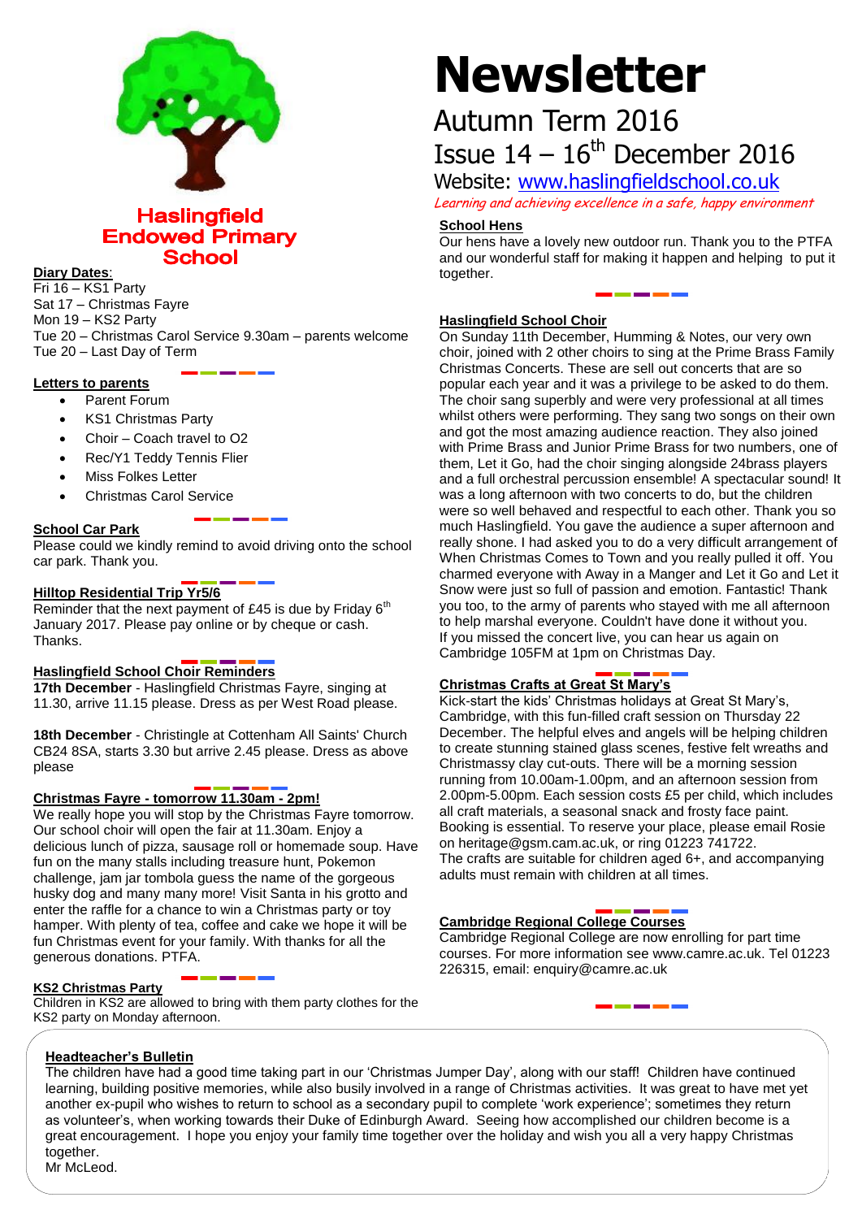# Newsletter

## Autumn Term 2016

## Issue 14 – 16th December 2016

Website: www.haslingfieldschool.co.uk

*Learning and achieving excellence in a safe, happy environment*

**Haslingfield Endowed Primary School**

### Diary Dates:

Fri 16 – KS1 Party
Sat 17 – Christmas Fayre
Mon 19 – KS2 Party
Tue 20 – Christmas Carol Service 9.30am – parents welcome
Tue 20 – Last Day of Term

### Letters to parents

- Parent Forum
- KS1 Christmas Party
- Choir – Coach travel to O2
- Rec/Y1 Teddy Tennis Flier
- Miss Folkes Letter
- Christmas Carol Service

### School Car Park

Please could we kindly remind to avoid driving onto the school car park. Thank you.

### Hilltop Residential Trip Yr5/6

Reminder that the next payment of £45 is due by Friday 6th January 2017. Please pay online or by cheque or cash. Thanks.

### Haslingfield School Choir Reminders

**17th December** - Haslingfield Christmas Fayre, singing at 11.30, arrive 11.15 please. Dress as per West Road please.

**18th December** - Christingle at Cottenham All Saints' Church CB24 8SA, starts 3.30 but arrive 2.45 please. Dress as above please

### Christmas Fayre - tomorrow 11.30am - 2pm!

We really hope you will stop by the Christmas Fayre tomorrow. Our school choir will open the fair at 11.30am. Enjoy a delicious lunch of pizza, sausage roll or homemade soup. Have fun on the many stalls including treasure hunt, Pokemon challenge, jam jar tombola guess the name of the gorgeous husky dog and many many more! Visit Santa in his grotto and enter the raffle for a chance to win a Christmas party or toy hamper. With plenty of tea, coffee and cake we hope it will be fun Christmas event for your family. With thanks for all the generous donations. PTFA.

### KS2 Christmas Party

Children in KS2 are allowed to bring with them party clothes for the KS2 party on Monday afternoon.

### School Hens

Our hens have a lovely new outdoor run. Thank you to the PTFA and our wonderful staff for making it happen and helping to put it together.

### Haslingfield School Choir

On Sunday 11th December, Humming & Notes, our very own choir, joined with 2 other choirs to sing at the Prime Brass Family Christmas Concerts. These are sell out concerts that are so popular each year and it was a privilege to be asked to do them. The choir sang superbly and were very professional at all times whilst others were performing. They sang two songs on their own and got the most amazing audience reaction. They also joined with Prime Brass and Junior Prime Brass for two numbers, one of them, Let it Go, had the choir singing alongside 24brass players and a full orchestral percussion ensemble! A spectacular sound! It was a long afternoon with two concerts to do, but the children were so well behaved and respectful to each other. Thank you so much Haslingfield. You gave the audience a super afternoon and really shone. I had asked you to do a very difficult arrangement of When Christmas Comes to Town and you really pulled it off. You charmed everyone with Away in a Manger and Let it Go and Let it Snow were just so full of passion and emotion. Fantastic! Thank you too, to the army of parents who stayed with me all afternoon to help marshal everyone. Couldn't have done it without you.
If you missed the concert live, you can hear us again on Cambridge 105FM at 1pm on Christmas Day.

### Christmas Crafts at Great St Mary's

Kick-start the kids' Christmas holidays at Great St Mary's, Cambridge, with this fun-filled craft session on Thursday 22 December. The helpful elves and angels will be helping children to create stunning stained glass scenes, festive felt wreaths and Christmassy clay cut-outs. There will be a morning session running from 10.00am-1.00pm, and an afternoon session from 2.00pm-5.00pm. Each session costs £5 per child, which includes all craft materials, a seasonal snack and frosty face paint. Booking is essential. To reserve your place, please email Rosie on heritage@gsm.cam.ac.uk, or ring 01223 741722.
The crafts are suitable for children aged 6+, and accompanying adults must remain with children at all times.

### Cambridge Regional College Courses

Cambridge Regional College are now enrolling for part time courses. For more information see www.camre.ac.uk. Tel 01223 226315, email: enquiry@camre.ac.uk

### Headteacher's Bulletin

The children have had a good time taking part in our 'Christmas Jumper Day', along with our staff! Children have continued learning, building positive memories, while also busily involved in a range of Christmas activities. It was great to have met yet another ex-pupil who wishes to return to school as a secondary pupil to complete 'work experience'; sometimes they return as volunteer's, when working towards their Duke of Edinburgh Award. Seeing how accomplished our children become is a great encouragement. I hope you enjoy your family time together over the holiday and wish you all a very happy Christmas together.
Mr McLeod.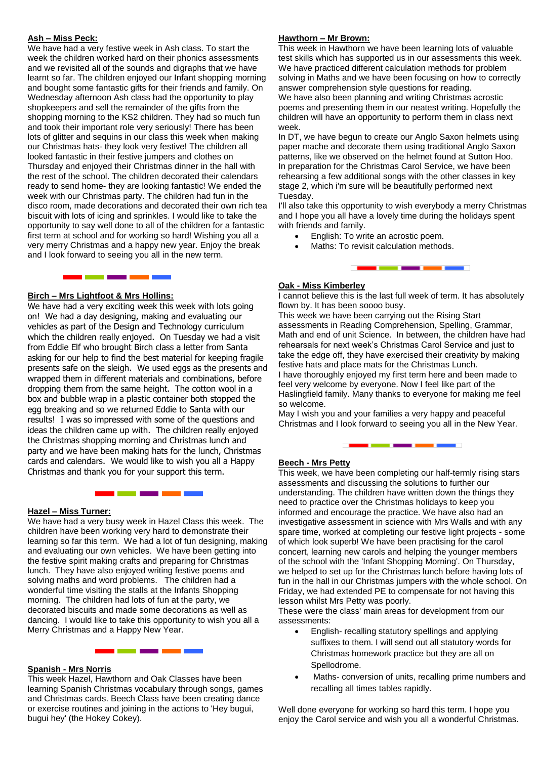**Ash – Miss Peck:**

We have had a very festive week in Ash class. To start the week the children worked hard on their phonics assessments and we revisited all of the sounds and digraphs that we have learnt so far. The children enjoyed our Infant shopping morning and bought some fantastic gifts for their friends and family. On Wednesday afternoon Ash class had the opportunity to play shopkeepers and sell the remainder of the gifts from the shopping morning to the KS2 children. They had so much fun and took their important role very seriously! There has been lots of glitter and sequins in our class this week when making our Christmas hats- they look very festive! The children all looked fantastic in their festive jumpers and clothes on Thursday and enjoyed their Christmas dinner in the hall with the rest of the school. The children decorated their calendars ready to send home- they are looking fantastic! We ended the week with our Christmas party. The children had fun in the disco room, made decorations and decorated their own rich tea biscuit with lots of icing and sprinkles. I would like to take the opportunity to say well done to all of the children for a fantastic first term at school and for working so hard! Wishing you all a very merry Christmas and a happy new year. Enjoy the break and I look forward to seeing you all in the new term.

**Birch – Mrs Lightfoot & Mrs Hollins:**

We have had a very exciting week this week with lots going on! We had a day designing, making and evaluating our vehicles as part of the Design and Technology curriculum which the children really enjoyed. On Tuesday we had a visit from Eddie Elf who brought Birch class a letter from Santa asking for our help to find the best material for keeping fragile presents safe on the sleigh. We used eggs as the presents and wrapped them in different materials and combinations, before dropping them from the same height. The cotton wool in a box and bubble wrap in a plastic container both stopped the egg breaking and so we returned Eddie to Santa with our results! I was so impressed with some of the questions and ideas the children came up with. The children really enjoyed the Christmas shopping morning and Christmas lunch and party and we have been making hats for the lunch, Christmas cards and calendars. We would like to wish you all a Happy Christmas and thank you for your support this term.

**Hazel – Miss Turner:**

We have had a very busy week in Hazel Class this week. The children have been working very hard to demonstrate their learning so far this term. We had a lot of fun designing, making and evaluating our own vehicles. We have been getting into the festive spirit making crafts and preparing for Christmas lunch. They have also enjoyed writing festive poems and solving maths and word problems. The children had a wonderful time visiting the stalls at the Infants Shopping morning. The children had lots of fun at the party, we decorated biscuits and made some decorations as well as dancing. I would like to take this opportunity to wish you all a Merry Christmas and a Happy New Year.

**Spanish - Mrs Norris**

This week Hazel, Hawthorn and Oak Classes have been learning Spanish Christmas vocabulary through songs, games and Christmas cards. Beech Class have been creating dance or exercise routines and joining in the actions to 'Hey bugui, bugui hey' (the Hokey Cokey).

**Hawthorn – Mr Brown:**

This week in Hawthorn we have been learning lots of valuable test skills which has supported us in our assessments this week. We have practiced different calculation methods for problem solving in Maths and we have been focusing on how to correctly answer comprehension style questions for reading.

We have also been planning and writing Christmas acrostic poems and presenting them in our neatest writing. Hopefully the children will have an opportunity to perform them in class next week.

In DT, we have begun to create our Anglo Saxon helmets using paper mache and decorate them using traditional Anglo Saxon patterns, like we observed on the helmet found at Sutton Hoo.

In preparation for the Christmas Carol Service, we have been rehearsing a few additional songs with the other classes in key stage 2, which i'm sure will be beautifully performed next Tuesday.

I'll also take this opportunity to wish everybody a merry Christmas and I hope you all have a lovely time during the holidays spent with friends and family.

- English: To write an acrostic poem.
- Maths: To revisit calculation methods.

**Oak - Miss Kimberley**

I cannot believe this is the last full week of term. It has absolutely flown by. It has been soooo busy.

This week we have been carrying out the Rising Start assessments in Reading Comprehension, Spelling, Grammar, Math and end of unit Science. In between, the children have had rehearsals for next week's Christmas Carol Service and just to take the edge off, they have exercised their creativity by making festive hats and place mats for the Christmas Lunch.

I have thoroughly enjoyed my first term here and been made to feel very welcome by everyone. Now I feel like part of the Haslingfield family. Many thanks to everyone for making me feel so welcome.

May I wish you and your families a very happy and peaceful Christmas and I look forward to seeing you all in the New Year.

**Beech - Mrs Petty**

This week, we have been completing our half-termly rising stars assessments and discussing the solutions to further our understanding. The children have written down the things they need to practice over the Christmas holidays to keep you informed and encourage the practice. We have also had an investigative assessment in science with Mrs Walls and with any spare time, worked at completing our festive light projects - some of which look superb! We have been practising for the carol concert, learning new carols and helping the younger members of the school with the 'Infant Shopping Morning'. On Thursday, we helped to set up for the Christmas lunch before having lots of fun in the hall in our Christmas jumpers with the whole school. On Friday, we had extended PE to compensate for not having this lesson whilst Mrs Petty was poorly.

These were the class' main areas for development from our assessments:

- English- recalling statutory spellings and applying suffixes to them. I will send out all statutory words for Christmas homework practice but they are all on Spellodrome.
- Maths- conversion of units, recalling prime numbers and recalling all times tables rapidly.

Well done everyone for working so hard this term. I hope you enjoy the Carol service and wish you all a wonderful Christmas.